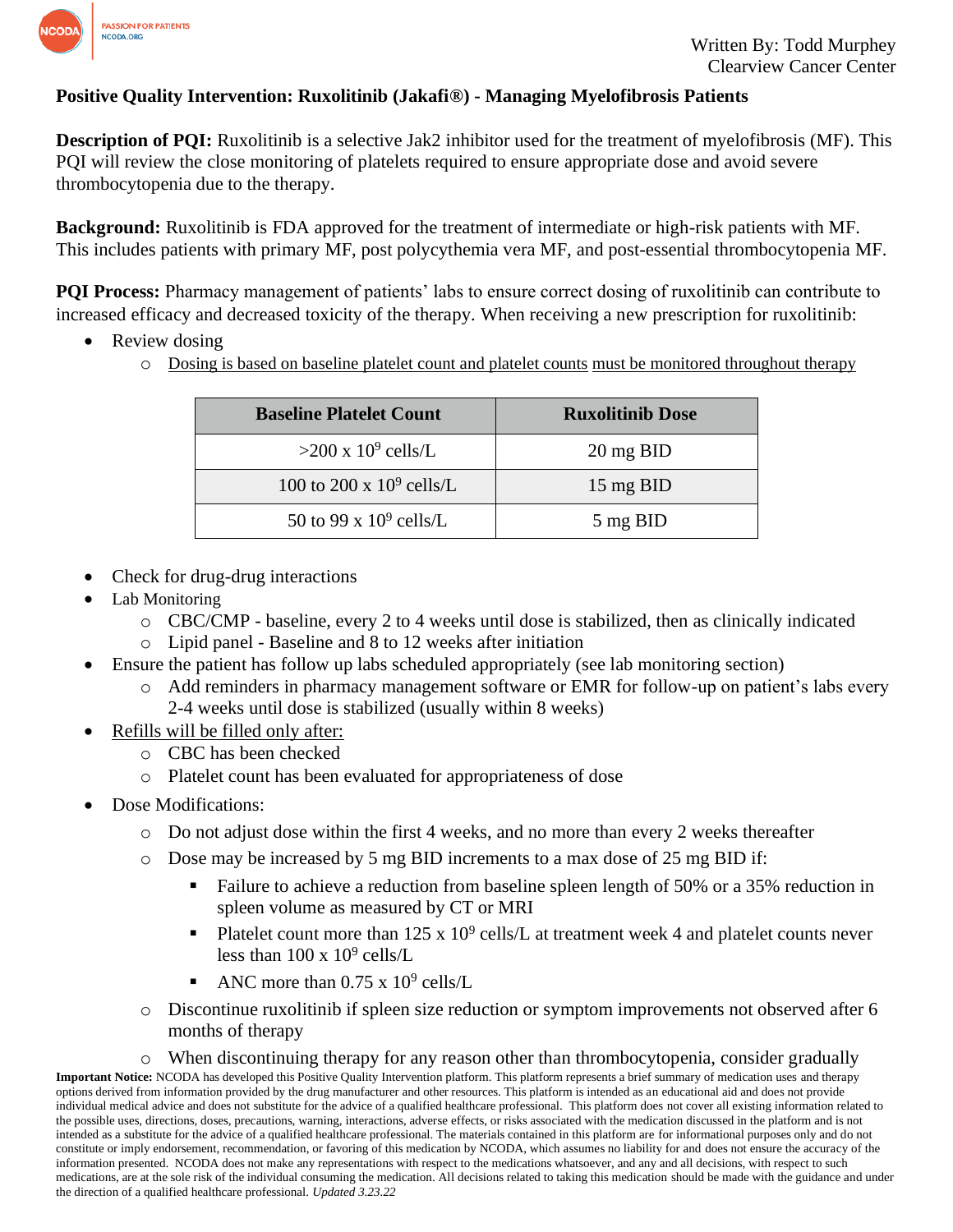Written By: Todd Murphey
Clearview Cancer Center

**Positive Quality Intervention: Ruxolitinib (Jakafi®) - Managing Myelofibrosis Patients**

**Description of PQI:** Ruxolitinib is a selective Jak2 inhibitor used for the treatment of myelofibrosis (MF). This PQI will review the close monitoring of platelets required to ensure appropriate dose and avoid severe thrombocytopenia due to the therapy.

**Background:** Ruxolitinib is FDA approved for the treatment of intermediate or high-risk patients with MF. This includes patients with primary MF, post polycythemia vera MF, and post-essential thrombocytopenia MF.

**PQI Process:** Pharmacy management of patients' labs to ensure correct dosing of ruxolitinib can contribute to increased efficacy and decreased toxicity of the therapy. When receiving a new prescription for ruxolitinib:

- Review dosing
  - Dosing is based on baseline platelet count and platelet counts must be monitored throughout therapy

| Baseline Platelet Count | Ruxolitinib Dose |
|---|---|
| >200 x $10^9$ cells/L | 20 mg BID |
| 100 to 200 x $10^9$ cells/L | 15 mg BID |
| 50 to 99 x $10^9$ cells/L | 5 mg BID |

- Check for drug-drug interactions
- Lab Monitoring
  - CBC/CMP - baseline, every 2 to 4 weeks until dose is stabilized, then as clinically indicated
  - Lipid panel - Baseline and 8 to 12 weeks after initiation
- Ensure the patient has follow up labs scheduled appropriately (see lab monitoring section)
  - Add reminders in pharmacy management software or EMR for follow-up on patient's labs every 2-4 weeks until dose is stabilized (usually within 8 weeks)
- Refills will be filled only after:
  - CBC has been checked
  - Platelet count has been evaluated for appropriateness of dose
- Dose Modifications:
  - Do not adjust dose within the first 4 weeks, and no more than every 2 weeks thereafter
  - Dose may be increased by 5 mg BID increments to a max dose of 25 mg BID if:
    - Failure to achieve a reduction from baseline spleen length of 50% or a 35% reduction in spleen volume as measured by CT or MRI
    - Platelet count more than 125 x $10^9$ cells/L at treatment week 4 and platelet counts never less than 100 x $10^9$ cells/L
    - ANC more than 0.75 x $10^9$ cells/L
  - Discontinue ruxolitinib if spleen size reduction or symptom improvements not observed after 6 months of therapy
  - When discontinuing therapy for any reason other than thrombocytopenia, consider gradually

**Important Notice:** NCODA has developed this Positive Quality Intervention platform. This platform represents a brief summary of medication uses and therapy options derived from information provided by the drug manufacturer and other resources. This platform is intended as an educational aid and does not provide individual medical advice and does not substitute for the advice of a qualified healthcare professional. This platform does not cover all existing information related to the possible uses, directions, doses, precautions, warning, interactions, adverse effects, or risks associated with the medication discussed in the platform and is not intended as a substitute for the advice of a qualified healthcare professional. The materials contained in this platform are for informational purposes only and do not constitute or imply endorsement, recommendation, or favoring of this medication by NCODA, which assumes no liability for and does not ensure the accuracy of the information presented. NCODA does not make any representations with respect to the medications whatsoever, and any and all decisions, with respect to such medications, are at the sole risk of the individual consuming the medication. All decisions related to taking this medication should be made with the guidance and under the direction of a qualified healthcare professional. *Updated 3.23.22*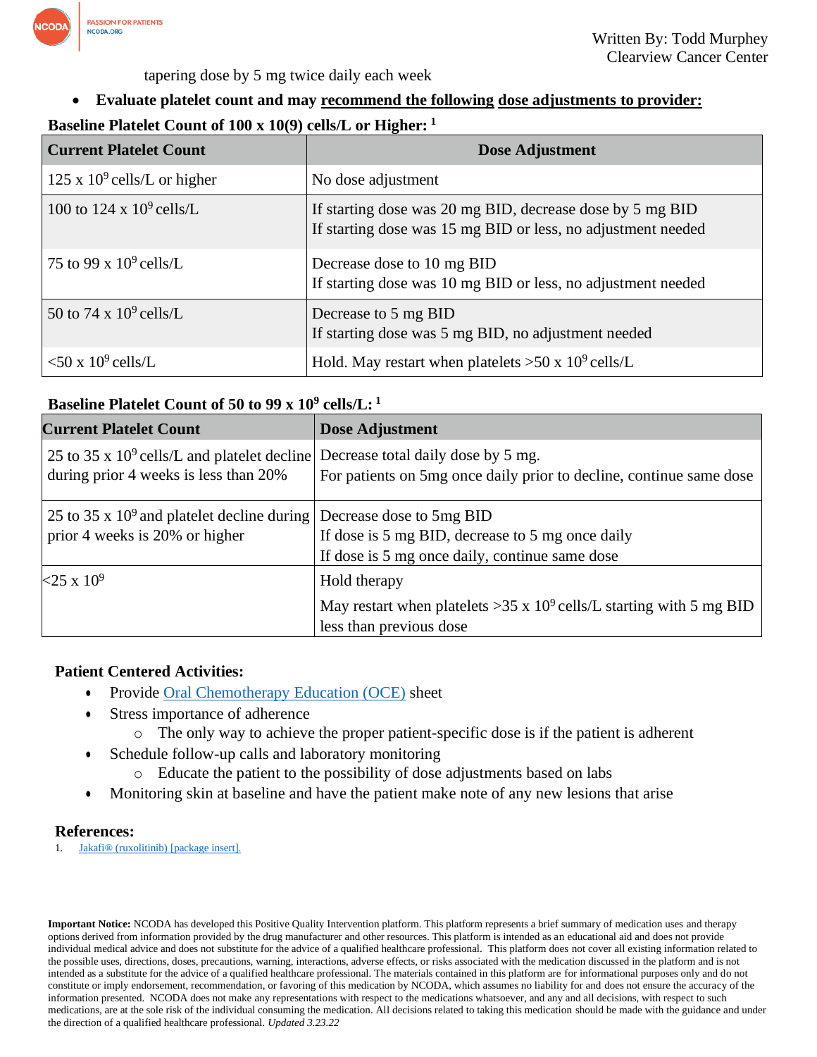tapering dose by 5 mg twice daily each week

- **Evaluate platelet count and may recommend the following dose adjustments to provider:**

**Baseline Platelet Count of 100 x 10(9) cells/L or Higher:** [1]

| Current Platelet Count | Dose Adjustment |
|---|---|
| 125 x $10^9$ cells/L or higher | No dose adjustment |
| 100 to 124 x $10^9$ cells/L | If starting dose was 20 mg BID, decrease dose by 5 mg BID<br>If starting dose was 15 mg BID or less, no adjustment needed |
| 75 to 99 x $10^9$ cells/L | Decrease dose to 10 mg BID<br>If starting dose was 10 mg BID or less, no adjustment needed |
| 50 to 74 x $10^9$ cells/L | Decrease to 5 mg BID<br>If starting dose was 5 mg BID, no adjustment needed |
| <50 x $10^9$ cells/L | Hold. May restart when platelets >50 x $10^9$ cells/L |

**Baseline Platelet Count of 50 to 99 x $10^9$ cells/L:** [1]

| Current Platelet Count | Dose Adjustment |
|---|---|
| 25 to 35 x $10^9$ cells/L and platelet decline during prior 4 weeks is less than 20% | Decrease total daily dose by 5 mg.<br>For patients on 5mg once daily prior to decline, continue same dose |
| 25 to 35 x $10^9$ and platelet decline during prior 4 weeks is 20% or higher | Decrease dose to 5mg BID<br>If dose is 5 mg BID, decrease to 5 mg once daily<br>If dose is 5 mg once daily, continue same dose |
| <25 x $10^9$ | Hold therapy<br>May restart when platelets >35 x $10^9$ cells/L starting with 5 mg BID less than previous dose |

**Patient Centered Activities:**

- Provide Oral Chemotherapy Education (OCE) sheet
- Stress importance of adherence
  - The only way to achieve the proper patient-specific dose is if the patient is adherent
- Schedule follow-up calls and laboratory monitoring
  - Educate the patient to the possibility of dose adjustments based on labs
- Monitoring skin at baseline and have the patient make note of any new lesions that arise

**References:**

1. Jakafi® (ruxolitinib) [package insert].

**Important Notice:** NCODA has developed this Positive Quality Intervention platform. This platform represents a brief summary of medication uses and therapy options derived from information provided by the drug manufacturer and other resources. This platform is intended as an educational aid and does not provide individual medical advice and does not substitute for the advice of a qualified healthcare professional. This platform does not cover all existing information related to the possible uses, directions, doses, precautions, warning, interactions, adverse effects, or risks associated with the medication discussed in the platform and is not intended as a substitute for the advice of a qualified healthcare professional. The materials contained in this platform are for informational purposes only and do not constitute or imply endorsement, recommendation, or favoring of this medication by NCODA, which assumes no liability for and does not ensure the accuracy of the information presented. NCODA does not make any representations with respect to the medications whatsoever, and any and all decisions, with respect to such medications, are at the sole risk of the individual consuming the medication. All decisions related to taking this medication should be made with the guidance and under the direction of a qualified healthcare professional. *Updated 3.23.22*